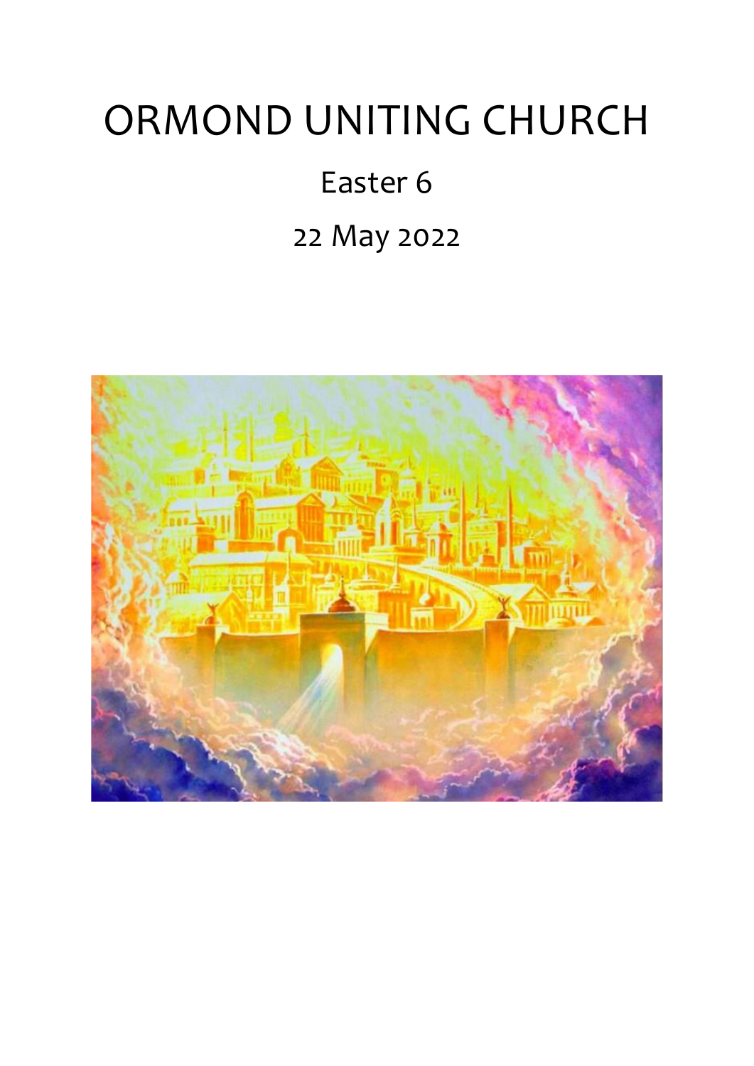# ORMOND UNITING CHURCH

## Easter 6

## 22 May 2022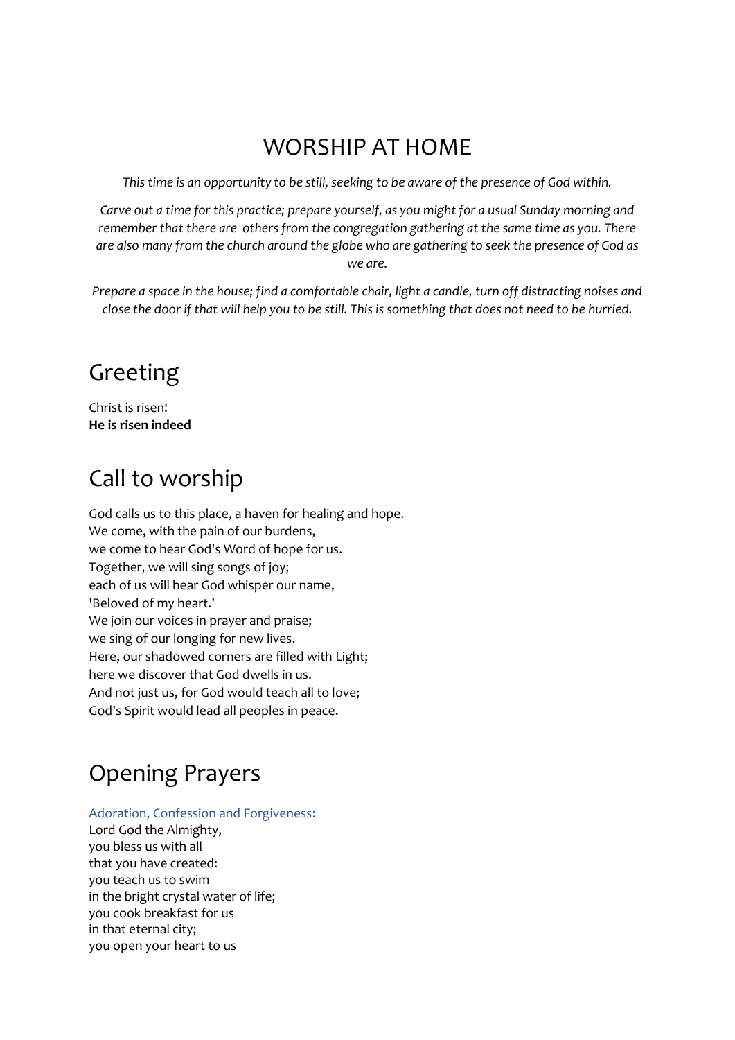# WORSHIP AT HOME

*This time is an opportunity to be still, seeking to be aware of the presence of God within.*

*Carve out a time for this practice; prepare yourself, as you might for a usual Sunday morning and remember that there are others from the congregation gathering at the same time as you. There are also many from the church around the globe who are gathering to seek the presence of God as we are.*

*Prepare a space in the house; find a comfortable chair, light a candle, turn off distracting noises and close the door if that will help you to be still. This is something that does not need to be hurried.*

## Greeting

Christ is risen!
**He is risen indeed**

## Call to worship

God calls us to this place, a haven for healing and hope.
We come, with the pain of our burdens,
we come to hear God's Word of hope for us.
Together, we will sing songs of joy;
each of us will hear God whisper our name,
'Beloved of my heart.'
We join our voices in prayer and praise;
we sing of our longing for new lives.
Here, our shadowed corners are filled with Light;
here we discover that God dwells in us.
And not just us, for God would teach all to love;
God's Spirit would lead all peoples in peace.

## Opening Prayers

### Adoration, Confession and Forgiveness:

Lord God the Almighty,
you bless us with all
that you have created:
you teach us to swim
in the bright crystal water of life;
you cook breakfast for us
in that eternal city;
you open your heart to us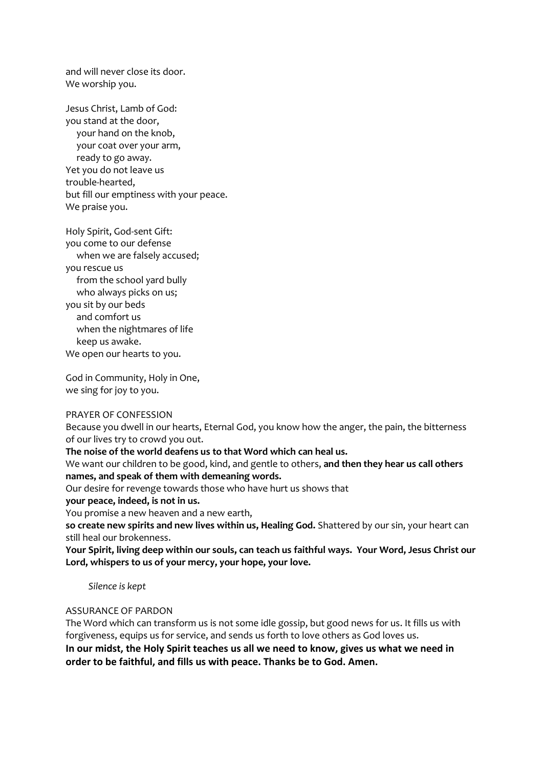and will never close its door.
We worship you.

Jesus Christ, Lamb of God:
you stand at the door,
 your hand on the knob,
 your coat over your arm,
 ready to go away.
Yet you do not leave us
trouble-hearted,
but fill our emptiness with your peace.
We praise you.

Holy Spirit, God-sent Gift:
you come to our defense
 when we are falsely accused;
you rescue us
 from the school yard bully
 who always picks on us;
you sit by our beds
 and comfort us
 when the nightmares of life
 keep us awake.
We open our hearts to you.

God in Community, Holy in One,
we sing for joy to you.

PRAYER OF CONFESSION

Because you dwell in our hearts, Eternal God, you know how the anger, the pain, the bitterness of our lives try to crowd you out.

**The noise of the world deafens us to that Word which can heal us.**

We want our children to be good, kind, and gentle to others, **and then they hear us call others names, and speak of them with demeaning words.**

Our desire for revenge towards those who have hurt us shows that
**your peace, indeed, is not in us.**

You promise a new heaven and a new earth,
**so create new spirits and new lives within us, Healing God.** Shattered by our sin, your heart can still heal our brokenness.

**Your Spirit, living deep within our souls, can teach us faithful ways. Your Word, Jesus Christ our Lord, whispers to us of your mercy, your hope, your love.**

*Silence is kept*

ASSURANCE OF PARDON

The Word which can transform us is not some idle gossip, but good news for us. It fills us with forgiveness, equips us for service, and sends us forth to love others as God loves us.

**In our midst, the Holy Spirit teaches us all we need to know, gives us what we need in order to be faithful, and fills us with peace. Thanks be to God. Amen.**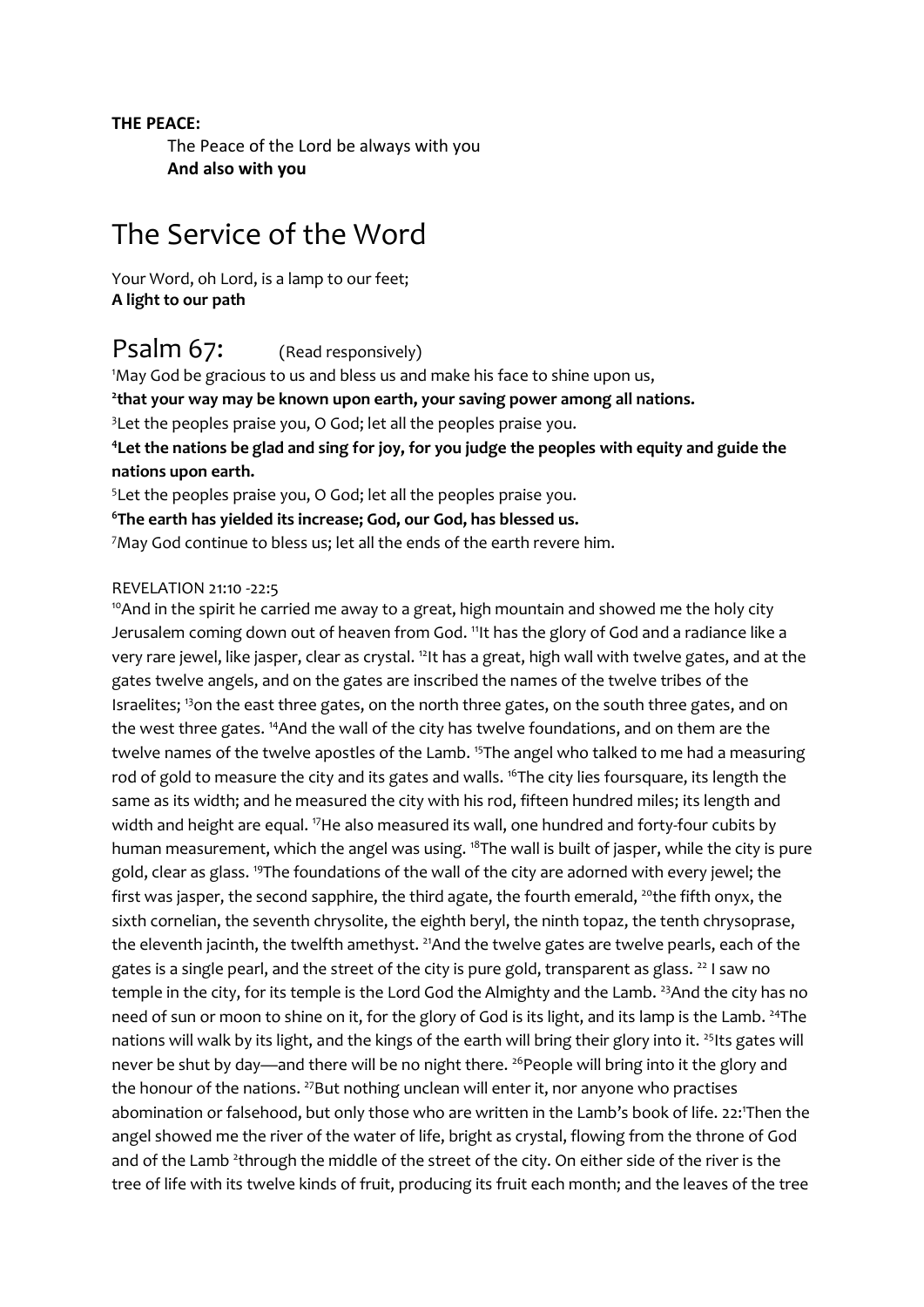**THE PEACE:**

The Peace of the Lord be always with you
**And also with you**

# The Service of the Word

Your Word, oh Lord, is a lamp to our feet;
**A light to our path**

## Psalm 67: (Read responsively)

[1]May God be gracious to us and bless us and make his face to shine upon us,
**[2]that your way may be known upon earth, your saving power among all nations.**
[3]Let the peoples praise you, O God; let all the peoples praise you.
**[4]Let the nations be glad and sing for joy, for you judge the peoples with equity and guide the nations upon earth.**
[5]Let the peoples praise you, O God; let all the peoples praise you.
**[6]The earth has yielded its increase; God, our God, has blessed us.**
[7]May God continue to bless us; let all the ends of the earth revere him.

REVELATION 21:10 -22:5

[10]And in the spirit he carried me away to a great, high mountain and showed me the holy city Jerusalem coming down out of heaven from God. [11]It has the glory of God and a radiance like a very rare jewel, like jasper, clear as crystal. [12]It has a great, high wall with twelve gates, and at the gates twelve angels, and on the gates are inscribed the names of the twelve tribes of the Israelites; [13]on the east three gates, on the north three gates, on the south three gates, and on the west three gates. [14]And the wall of the city has twelve foundations, and on them are the twelve names of the twelve apostles of the Lamb. [15]The angel who talked to me had a measuring rod of gold to measure the city and its gates and walls. [16]The city lies foursquare, its length the same as its width; and he measured the city with his rod, fifteen hundred miles; its length and width and height are equal. [17]He also measured its wall, one hundred and forty-four cubits by human measurement, which the angel was using. [18]The wall is built of jasper, while the city is pure gold, clear as glass. [19]The foundations of the wall of the city are adorned with every jewel; the first was jasper, the second sapphire, the third agate, the fourth emerald, [20]the fifth onyx, the sixth cornelian, the seventh chrysolite, the eighth beryl, the ninth topaz, the tenth chrysoprase, the eleventh jacinth, the twelfth amethyst. [21]And the twelve gates are twelve pearls, each of the gates is a single pearl, and the street of the city is pure gold, transparent as glass. [22] I saw no temple in the city, for its temple is the Lord God the Almighty and the Lamb. [23]And the city has no need of sun or moon to shine on it, for the glory of God is its light, and its lamp is the Lamb. [24]The nations will walk by its light, and the kings of the earth will bring their glory into it. [25]Its gates will never be shut by day—and there will be no night there. [26]People will bring into it the glory and the honour of the nations. [27]But nothing unclean will enter it, nor anyone who practises abomination or falsehood, but only those who are written in the Lamb's book of life. 22:[1]Then the angel showed me the river of the water of life, bright as crystal, flowing from the throne of God and of the Lamb [2]through the middle of the street of the city. On either side of the river is the tree of life with its twelve kinds of fruit, producing its fruit each month; and the leaves of the tree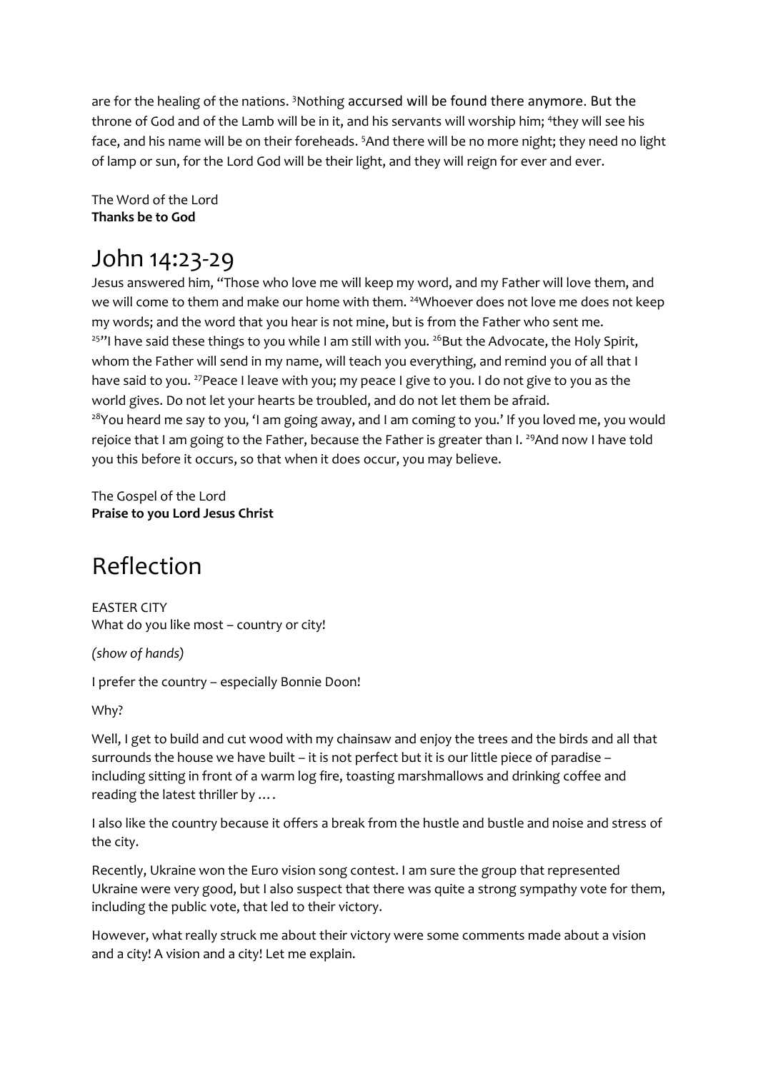are for the healing of the nations. [3]Nothing accursed will be found there anymore. But the throne of God and of the Lamb will be in it, and his servants will worship him; [4]they will see his face, and his name will be on their foreheads. [5]And there will be no more night; they need no light of lamp or sun, for the Lord God will be their light, and they will reign for ever and ever.

The Word of the Lord
**Thanks be to God**

# John 14:23-29

Jesus answered him, "Those who love me will keep my word, and my Father will love them, and we will come to them and make our home with them. [24]Whoever does not love me does not keep my words; and the word that you hear is not mine, but is from the Father who sent me.
[25]"I have said these things to you while I am still with you. [26]But the Advocate, the Holy Spirit, whom the Father will send in my name, will teach you everything, and remind you of all that I have said to you. [27]Peace I leave with you; my peace I give to you. I do not give to you as the world gives. Do not let your hearts be troubled, and do not let them be afraid.
[28]You heard me say to you, 'I am going away, and I am coming to you.' If you loved me, you would rejoice that I am going to the Father, because the Father is greater than I. [29]And now I have told you this before it occurs, so that when it does occur, you may believe.

The Gospel of the Lord
**Praise to you Lord Jesus Christ**

# Reflection

EASTER CITY
What do you like most – country or city!

*(show of hands)*

I prefer the country – especially Bonnie Doon!

Why?

Well, I get to build and cut wood with my chainsaw and enjoy the trees and the birds and all that surrounds the house we have built – it is not perfect but it is our little piece of paradise – including sitting in front of a warm log fire, toasting marshmallows and drinking coffee and reading the latest thriller by ….

I also like the country because it offers a break from the hustle and bustle and noise and stress of the city.

Recently, Ukraine won the Euro vision song contest. I am sure the group that represented Ukraine were very good, but I also suspect that there was quite a strong sympathy vote for them, including the public vote, that led to their victory.

However, what really struck me about their victory were some comments made about a vision and a city! A vision and a city! Let me explain.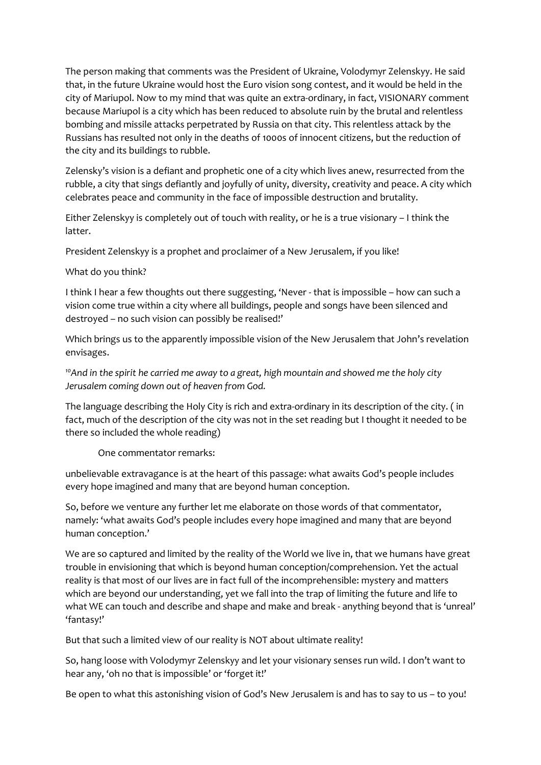The person making that comments was the President of Ukraine, Volodymyr Zelenskyy. He said that, in the future Ukraine would host the Euro vision song contest, and it would be held in the city of Mariupol. Now to my mind that was quite an extra-ordinary, in fact, VISIONARY comment because Mariupol is a city which has been reduced to absolute ruin by the brutal and relentless bombing and missile attacks perpetrated by Russia on that city. This relentless attack by the Russians has resulted not only in the deaths of 1000s of innocent citizens, but the reduction of the city and its buildings to rubble.

Zelensky's vision is a defiant and prophetic one of a city which lives anew, resurrected from the rubble, a city that sings defiantly and joyfully of unity, diversity, creativity and peace. A city which celebrates peace and community in the face of impossible destruction and brutality.

Either Zelenskyy is completely out of touch with reality, or he is a true visionary – I think the latter.

President Zelenskyy is a prophet and proclaimer of a New Jerusalem, if you like!

What do you think?

I think I hear a few thoughts out there suggesting, 'Never - that is impossible – how can such a vision come true within a city where all buildings, people and songs have been silenced and destroyed – no such vision can possibly be realised!'

Which brings us to the apparently impossible vision of the New Jerusalem that John's revelation envisages.

*[10]And in the spirit he carried me away to a great, high mountain and showed me the holy city Jerusalem coming down out of heaven from God.*

The language describing the Holy City is rich and extra-ordinary in its description of the city. ( in fact, much of the description of the city was not in the set reading but I thought it needed to be there so included the whole reading)

One commentator remarks:

unbelievable extravagance is at the heart of this passage: what awaits God's people includes every hope imagined and many that are beyond human conception.

So, before we venture any further let me elaborate on those words of that commentator, namely: 'what awaits God's people includes every hope imagined and many that are beyond human conception.'

We are so captured and limited by the reality of the World we live in, that we humans have great trouble in envisioning that which is beyond human conception/comprehension. Yet the actual reality is that most of our lives are in fact full of the incomprehensible: mystery and matters which are beyond our understanding, yet we fall into the trap of limiting the future and life to what WE can touch and describe and shape and make and break - anything beyond that is 'unreal' 'fantasy!'

But that such a limited view of our reality is NOT about ultimate reality!

So, hang loose with Volodymyr Zelenskyy and let your visionary senses run wild. I don't want to hear any, 'oh no that is impossible' or 'forget it!'

Be open to what this astonishing vision of God's New Jerusalem is and has to say to us – to you!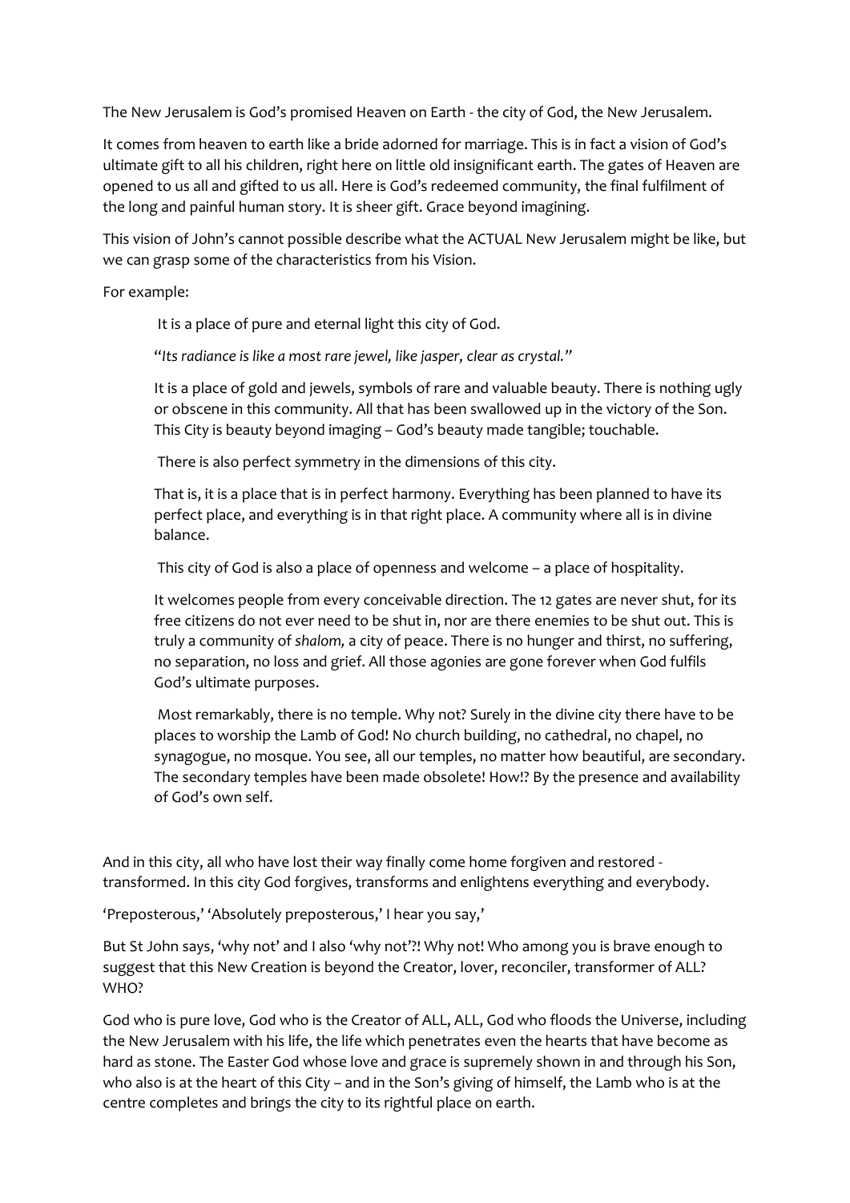The New Jerusalem is God's promised Heaven on Earth - the city of God, the New Jerusalem.

It comes from heaven to earth like a bride adorned for marriage. This is in fact a vision of God's ultimate gift to all his children, right here on little old insignificant earth. The gates of Heaven are opened to us all and gifted to us all. Here is God's redeemed community, the final fulfilment of the long and painful human story. It is sheer gift. Grace beyond imagining.

This vision of John's cannot possible describe what the ACTUAL New Jerusalem might be like, but we can grasp some of the characteristics from his Vision.

For example:

> It is a place of pure and eternal light this city of God.
>
> "*Its radiance is like a most rare jewel, like jasper, clear as crystal.*"
>
> It is a place of gold and jewels, symbols of rare and valuable beauty. There is nothing ugly or obscene in this community. All that has been swallowed up in the victory of the Son. This City is beauty beyond imaging – God's beauty made tangible; touchable.
>
> There is also perfect symmetry in the dimensions of this city.
>
> That is, it is a place that is in perfect harmony. Everything has been planned to have its perfect place, and everything is in that right place. A community where all is in divine balance.
>
> This city of God is also a place of openness and welcome – a place of hospitality.
>
> It welcomes people from every conceivable direction. The 12 gates are never shut, for its free citizens do not ever need to be shut in, nor are there enemies to be shut out. This is truly a community of *shalom,* a city of peace. There is no hunger and thirst, no suffering, no separation, no loss and grief. All those agonies are gone forever when God fulfils God's ultimate purposes.
>
> Most remarkably, there is no temple. Why not? Surely in the divine city there have to be places to worship the Lamb of God! No church building, no cathedral, no chapel, no synagogue, no mosque. You see, all our temples, no matter how beautiful, are secondary. The secondary temples have been made obsolete! How!? By the presence and availability of God's own self.

And in this city, all who have lost their way finally come home forgiven and restored - transformed. In this city God forgives, transforms and enlightens everything and everybody.

'Preposterous,' 'Absolutely preposterous,' I hear you say,'

But St John says, 'why not' and I also 'why not'?! Why not! Who among you is brave enough to suggest that this New Creation is beyond the Creator, lover, reconciler, transformer of ALL? WHO?

God who is pure love, God who is the Creator of ALL, ALL, God who floods the Universe, including the New Jerusalem with his life, the life which penetrates even the hearts that have become as hard as stone. The Easter God whose love and grace is supremely shown in and through his Son, who also is at the heart of this City – and in the Son's giving of himself, the Lamb who is at the centre completes and brings the city to its rightful place on earth.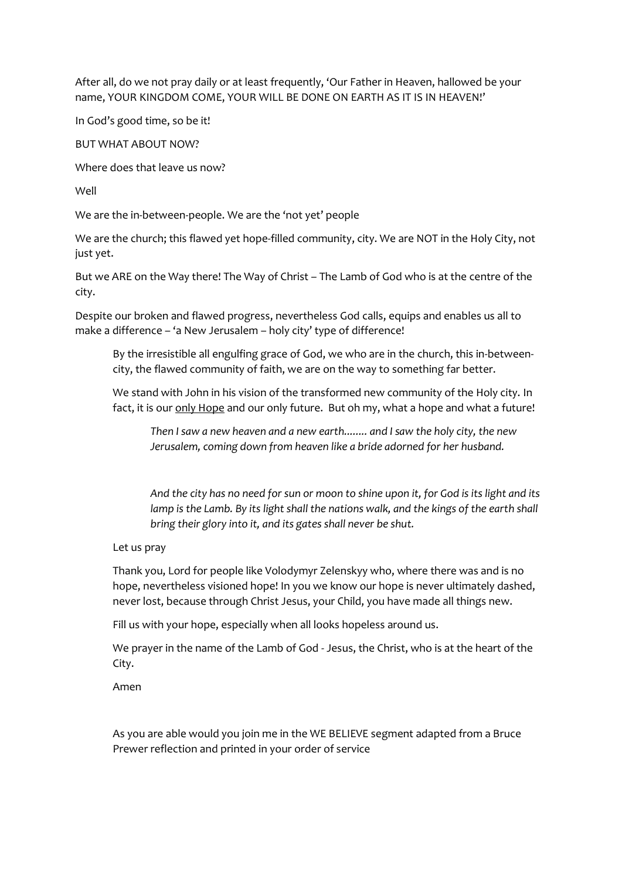After all, do we not pray daily or at least frequently, 'Our Father in Heaven, hallowed be your name, YOUR KINGDOM COME, YOUR WILL BE DONE ON EARTH AS IT IS IN HEAVEN!'

In God's good time, so be it!

BUT WHAT ABOUT NOW?

Where does that leave us now?

Well

We are the in-between-people. We are the 'not yet' people

We are the church; this flawed yet hope-filled community, city. We are NOT in the Holy City, not just yet.

But we ARE on the Way there! The Way of Christ – The Lamb of God who is at the centre of the city.

Despite our broken and flawed progress, nevertheless God calls, equips and enables us all to make a difference – 'a New Jerusalem – holy city' type of difference!

> By the irresistible all engulfing grace of God, we who are in the church, this in-between-city, the flawed community of faith, we are on the way to something far better.
>
> We stand with John in his vision of the transformed new community of the Holy city. In fact, it is our <u>only Hope</u> and our only future. But oh my, what a hope and what a future!
>
> > *Then I saw a new heaven and a new earth........ and I saw the holy city, the new Jerusalem, coming down from heaven like a bride adorned for her husband.*
> >
> > *And the city has no need for sun or moon to shine upon it, for God is its light and its lamp is the Lamb. By its light shall the nations walk, and the kings of the earth shall bring their glory into it, and its gates shall never be shut.*
>
> Let us pray
>
> Thank you, Lord for people like Volodymyr Zelenskyy who, where there was and is no hope, nevertheless visioned hope! In you we know our hope is never ultimately dashed, never lost, because through Christ Jesus, your Child, you have made all things new.
>
> Fill us with your hope, especially when all looks hopeless around us.
>
> We prayer in the name of the Lamb of God - Jesus, the Christ, who is at the heart of the City.
>
> Amen
>
> As you are able would you join me in the WE BELIEVE segment adapted from a Bruce Prewer reflection and printed in your order of service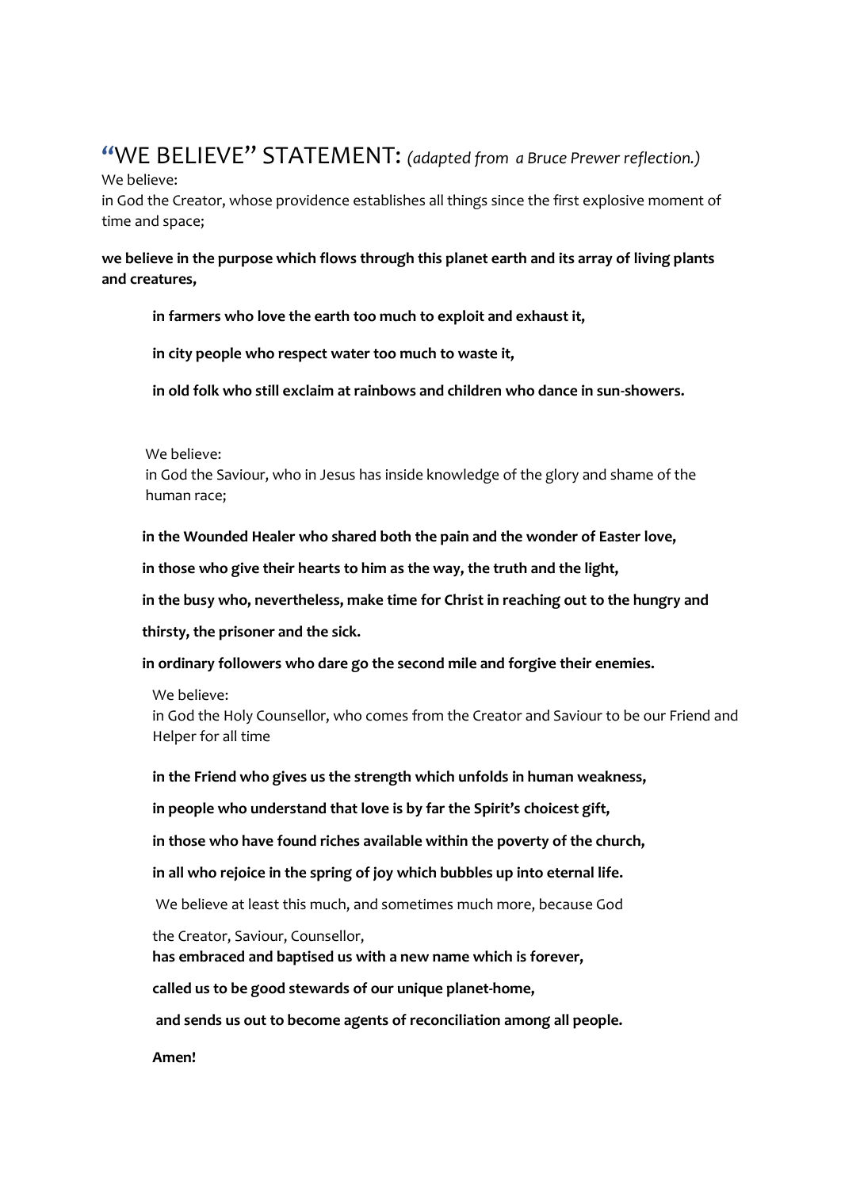# "WE BELIEVE" STATEMENT: *(adapted from a Bruce Prewer reflection.)*

We believe:

in God the Creator, whose providence establishes all things since the first explosive moment of time and space;

**we believe in the purpose which flows through this planet earth and its array of living plants and creatures,**

**in farmers who love the earth too much to exploit and exhaust it,**

**in city people who respect water too much to waste it,**

**in old folk who still exclaim at rainbows and children who dance in sun-showers.**

We believe:

in God the Saviour, who in Jesus has inside knowledge of the glory and shame of the human race;

**in the Wounded Healer who shared both the pain and the wonder of Easter love,**

**in those who give their hearts to him as the way, the truth and the light,**

**in the busy who, nevertheless, make time for Christ in reaching out to the hungry and thirsty, the prisoner and the sick.**

**in ordinary followers who dare go the second mile and forgive their enemies.**

We believe:

in God the Holy Counsellor, who comes from the Creator and Saviour to be our Friend and Helper for all time

**in the Friend who gives us the strength which unfolds in human weakness,**

**in people who understand that love is by far the Spirit's choicest gift,**

**in those who have found riches available within the poverty of the church,**

**in all who rejoice in the spring of joy which bubbles up into eternal life.**

We believe at least this much, and sometimes much more, because God

the Creator, Saviour, Counsellor,

**has embraced and baptised us with a new name which is forever,**

**called us to be good stewards of our unique planet-home,**

**and sends us out to become agents of reconciliation among all people.**

**Amen!**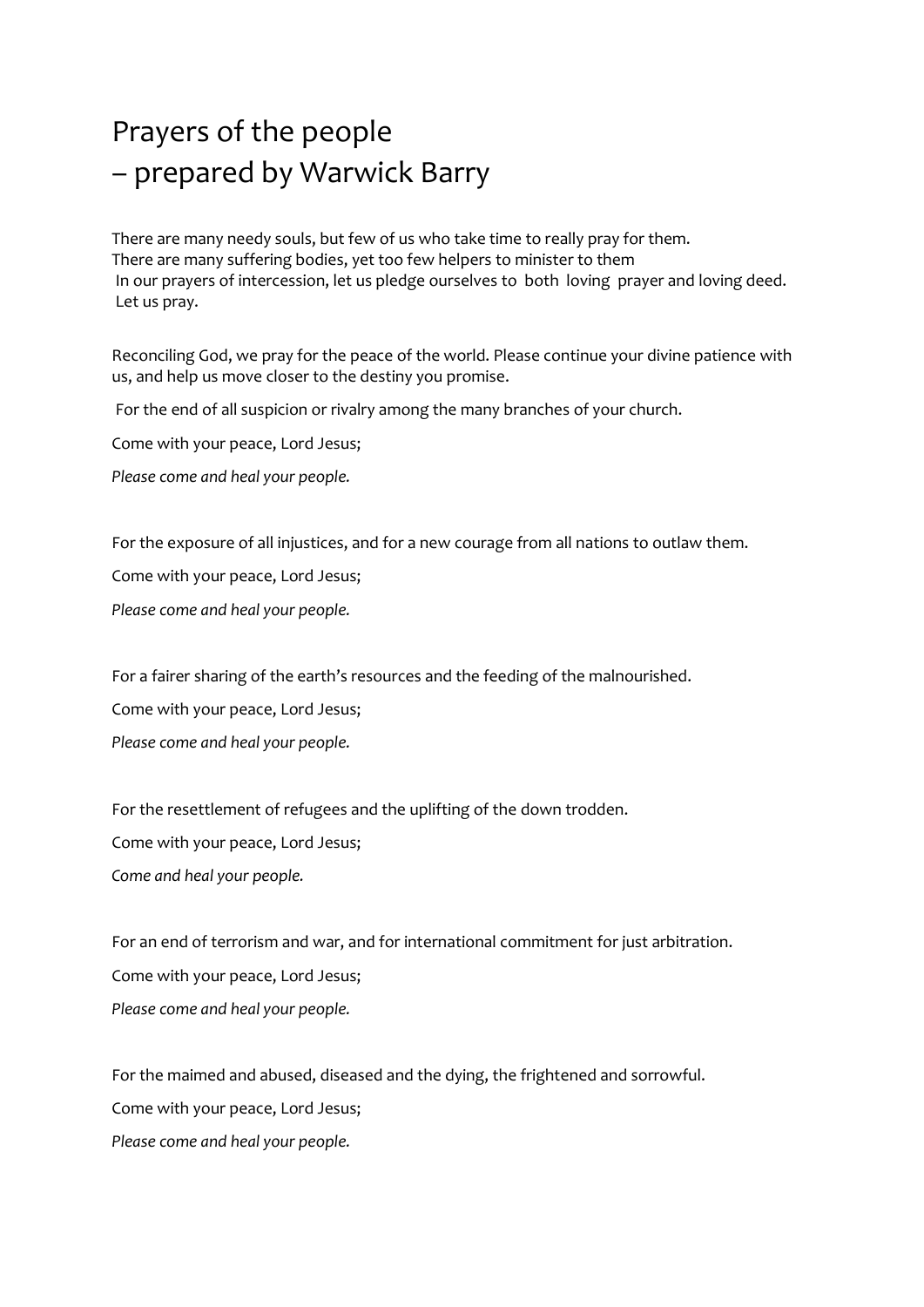# Prayers of the people
# – prepared by Warwick Barry

There are many needy souls, but few of us who take time to really pray for them.
There are many suffering bodies, yet too few helpers to minister to them
In our prayers of intercession, let us pledge ourselves to both loving prayer and loving deed.
Let us pray.

Reconciling God, we pray for the peace of the world. Please continue your divine patience with us, and help us move closer to the destiny you promise.

For the end of all suspicion or rivalry among the many branches of your church.

Come with your peace, Lord Jesus;

*Please come and heal your people.*

For the exposure of all injustices, and for a new courage from all nations to outlaw them.

Come with your peace, Lord Jesus;

*Please come and heal your people.*

For a fairer sharing of the earth's resources and the feeding of the malnourished.

Come with your peace, Lord Jesus;

*Please come and heal your people.*

For the resettlement of refugees and the uplifting of the down trodden.

Come with your peace, Lord Jesus;

*Come and heal your people.*

For an end of terrorism and war, and for international commitment for just arbitration.

Come with your peace, Lord Jesus;

*Please come and heal your people.*

For the maimed and abused, diseased and the dying, the frightened and sorrowful.

Come with your peace, Lord Jesus;

*Please come and heal your people.*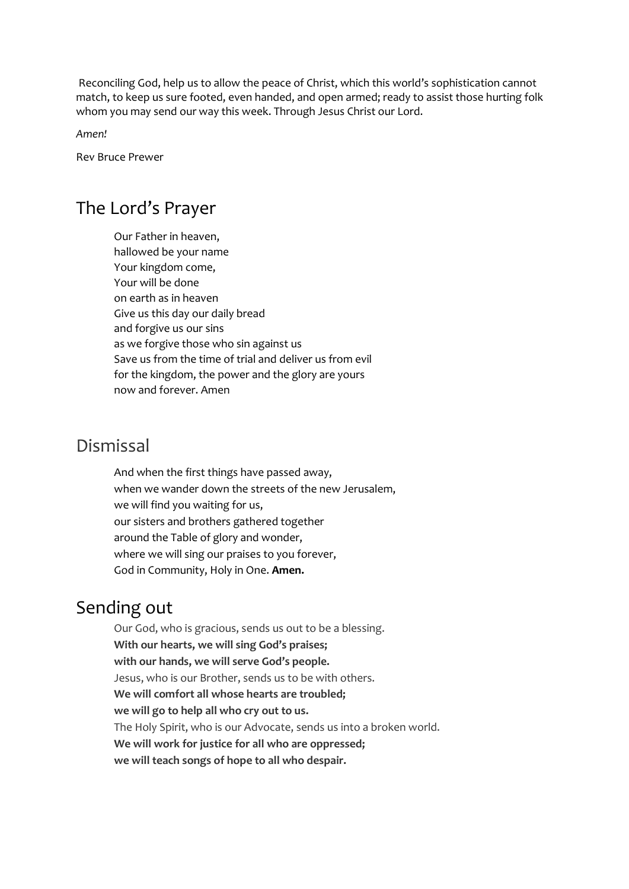Reconciling God, help us to allow the peace of Christ, which this world's sophistication cannot match, to keep us sure footed, even handed, and open armed; ready to assist those hurting folk whom you may send our way this week. Through Jesus Christ our Lord.

*Amen!*

Rev Bruce Prewer

## The Lord's Prayer

Our Father in heaven,  
hallowed be your name  
Your kingdom come,  
Your will be done  
on earth as in heaven  
Give us this day our daily bread  
and forgive us our sins  
as we forgive those who sin against us  
Save us from the time of trial and deliver us from evil  
for the kingdom, the power and the glory are yours  
now and forever. Amen

## Dismissal

And when the first things have passed away,  
when we wander down the streets of the new Jerusalem,  
we will find you waiting for us,  
our sisters and brothers gathered together  
around the Table of glory and wonder,  
where we will sing our praises to you forever,  
God in Community, Holy in One. **Amen.**

## Sending out

Our God, who is gracious, sends us out to be a blessing.  
**With our hearts, we will sing God's praises;**  
**with our hands, we will serve God's people.**  
Jesus, who is our Brother, sends us to be with others.  
**We will comfort all whose hearts are troubled;**  
**we will go to help all who cry out to us.**  
The Holy Spirit, who is our Advocate, sends us into a broken world.  
**We will work for justice for all who are oppressed;**  
**we will teach songs of hope to all who despair.**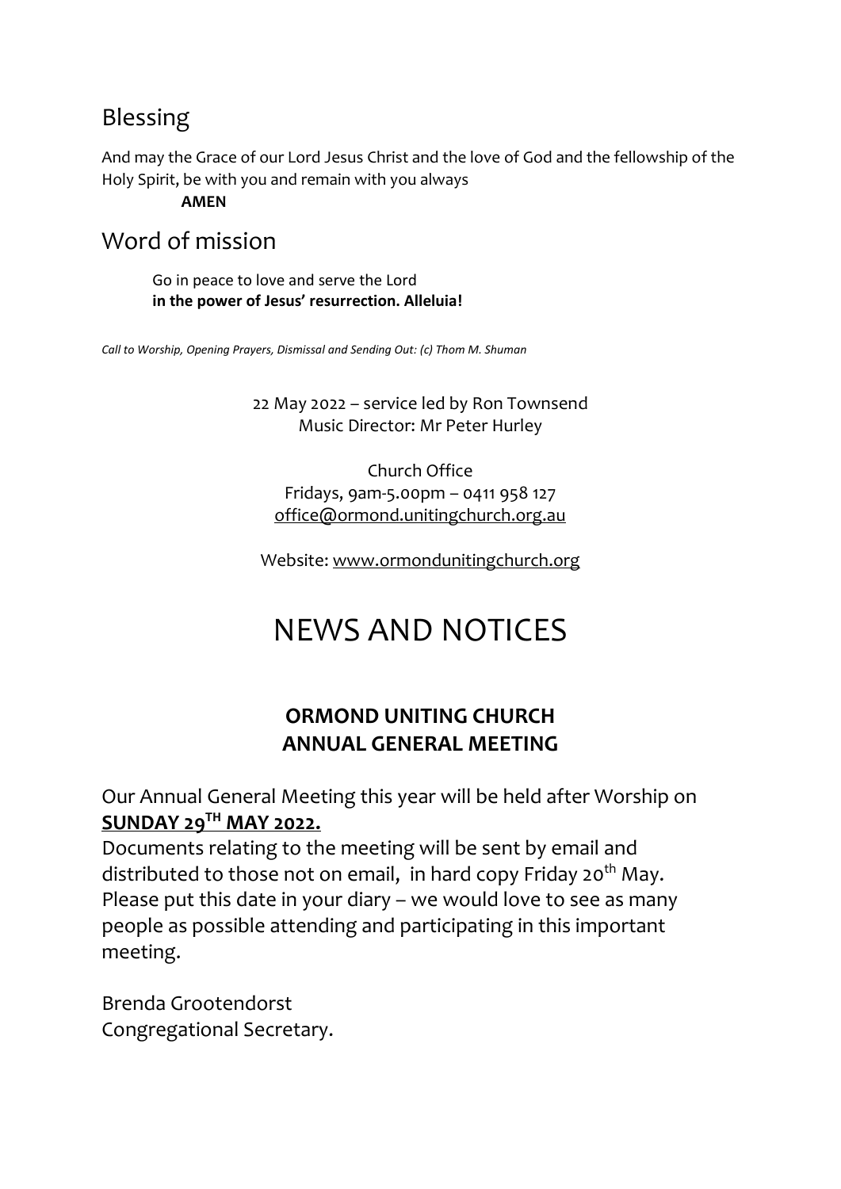## Blessing

And may the Grace of our Lord Jesus Christ and the love of God and the fellowship of the Holy Spirit, be with you and remain with you always

**AMEN**

## Word of mission

Go in peace to love and serve the Lord
**in the power of Jesus' resurrection. Alleluia!**

*Call to Worship, Opening Prayers, Dismissal and Sending Out: (c) Thom M. Shuman*

22 May 2022 – service led by Ron Townsend
Music Director: Mr Peter Hurley

Church Office
Fridays, 9am-5.00pm – 0411 958 127
office@ormond.unitingchurch.org.au

Website: www.ormondunitingchurch.org

# NEWS AND NOTICES

**ORMOND UNITING CHURCH**
**ANNUAL GENERAL MEETING**

Our Annual General Meeting this year will be held after Worship on **SUNDAY 29TH MAY 2022.**
Documents relating to the meeting will be sent by email and distributed to those not on email, in hard copy Friday 20th May.
Please put this date in your diary – we would love to see as many people as possible attending and participating in this important meeting.

Brenda Grootendorst
Congregational Secretary.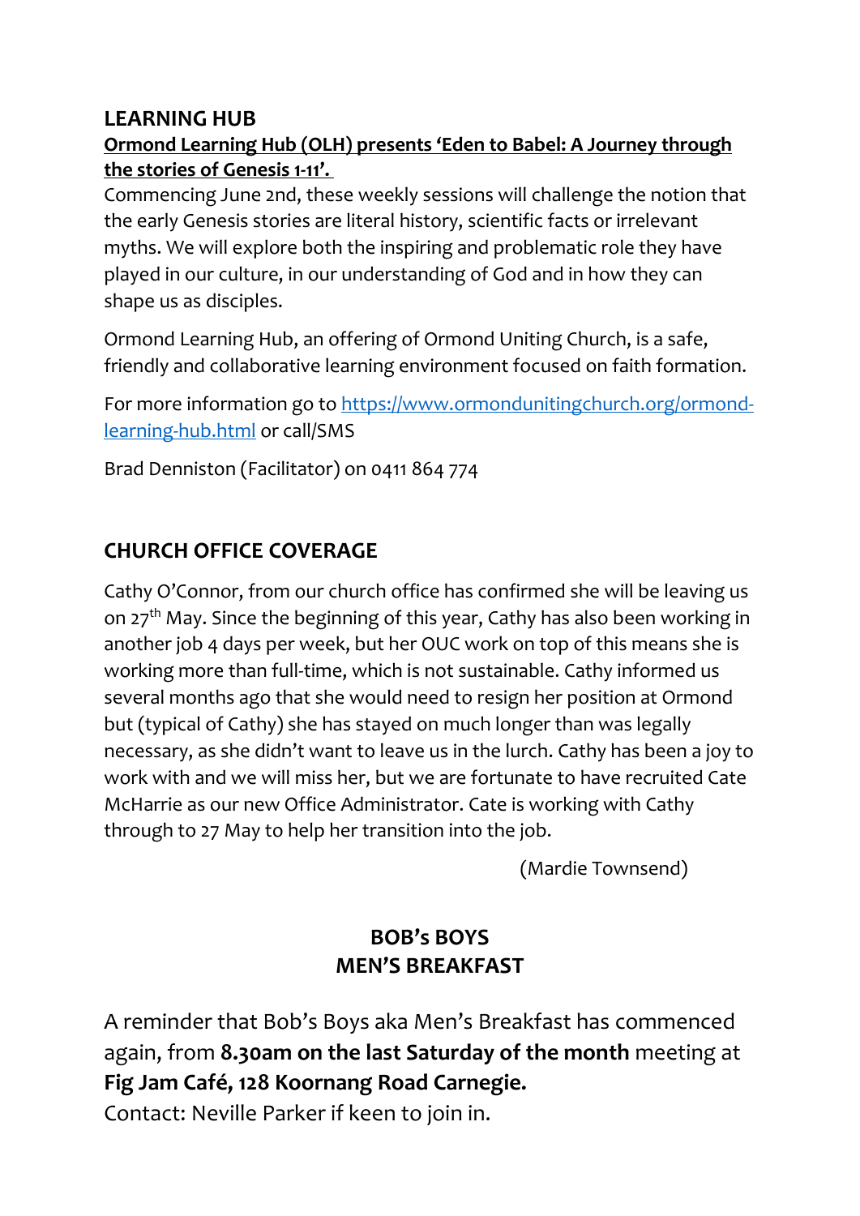## LEARNING HUB

**Ormond Learning Hub (OLH) presents 'Eden to Babel: A Journey through the stories of Genesis 1-11'.**

Commencing June 2nd, these weekly sessions will challenge the notion that the early Genesis stories are literal history, scientific facts or irrelevant myths. We will explore both the inspiring and problematic role they have played in our culture, in our understanding of God and in how they can shape us as disciples.

Ormond Learning Hub, an offering of Ormond Uniting Church, is a safe, friendly and collaborative learning environment focused on faith formation.

For more information go to https://www.ormondunitingchurch.org/ormond-learning-hub.html or call/SMS

Brad Denniston (Facilitator) on 0411 864 774

## CHURCH OFFICE COVERAGE

Cathy O'Connor, from our church office has confirmed she will be leaving us on 27th May. Since the beginning of this year, Cathy has also been working in another job 4 days per week, but her OUC work on top of this means she is working more than full-time, which is not sustainable. Cathy informed us several months ago that she would need to resign her position at Ormond but (typical of Cathy) she has stayed on much longer than was legally necessary, as she didn't want to leave us in the lurch. Cathy has been a joy to work with and we will miss her, but we are fortunate to have recruited Cate McHarrie as our new Office Administrator. Cate is working with Cathy through to 27 May to help her transition into the job.

(Mardie Townsend)

## BOB's BOYS
## MEN'S BREAKFAST

A reminder that Bob's Boys aka Men's Breakfast has commenced again, from **8.30am on the last Saturday of the month** meeting at **Fig Jam Café, 128 Koornang Road Carnegie.**
Contact: Neville Parker if keen to join in.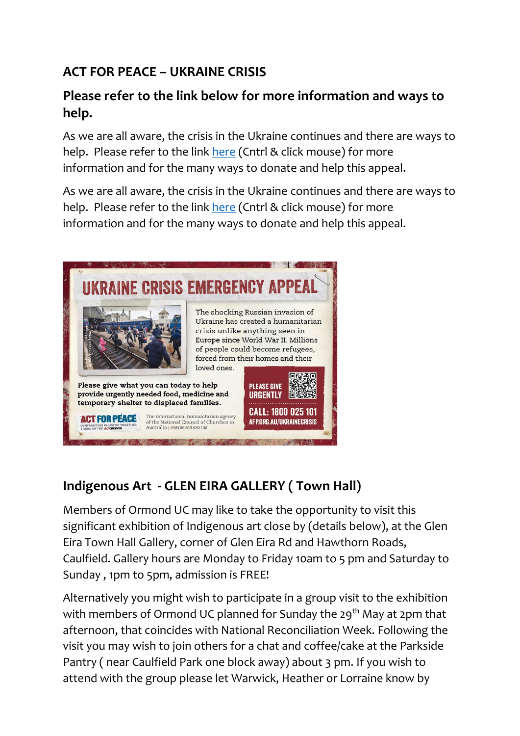## ACT FOR PEACE – UKRAINE CRISIS

### Please refer to the link below for more information and ways to help.

As we are all aware, the crisis in the Ukraine continues and there are ways to help. Please refer to the link here (Cntrl & click mouse) for more information and for the many ways to donate and help this appeal.

As we are all aware, the crisis in the Ukraine continues and there are ways to help. Please refer to the link here (Cntrl & click mouse) for more information and for the many ways to donate and help this appeal.

**UKRAINE CRISIS EMERGENCY APPEAL**

The shocking Russian invasion of Ukraine has created a humanitarian crisis unlike anything seen in Europe since World War II. Millions of people could become refugees, forced from their homes and their loved ones.

**Please give what you can today to help provide urgently needed food, medicine and temporary shelter to displaced families.**

PLEASE GIVE URGENTLY

CALL: 1800 025 101

AFP.ORG.AU/UKRAINECRISIS

ACT FOR PEACE – CONFRONTING INJUSTICE TOGETHER THROUGH THE actalliance

The international humanitarian agency of the National Council of Churches in Australia | ABN 86 619 970 188

## Indigenous Art - GLEN EIRA GALLERY ( Town Hall)

Members of Ormond UC may like to take the opportunity to visit this significant exhibition of Indigenous art close by (details below), at the Glen Eira Town Hall Gallery, corner of Glen Eira Rd and Hawthorn Roads, Caulfield. Gallery hours are Monday to Friday 10am to 5 pm and Saturday to Sunday , 1pm to 5pm, admission is FREE!

Alternatively you might wish to participate in a group visit to the exhibition with members of Ormond UC planned for Sunday the 29th May at 2pm that afternoon, that coincides with National Reconciliation Week. Following the visit you may wish to join others for a chat and coffee/cake at the Parkside Pantry ( near Caulfield Park one block away) about 3 pm. If you wish to attend with the group please let Warwick, Heather or Lorraine know by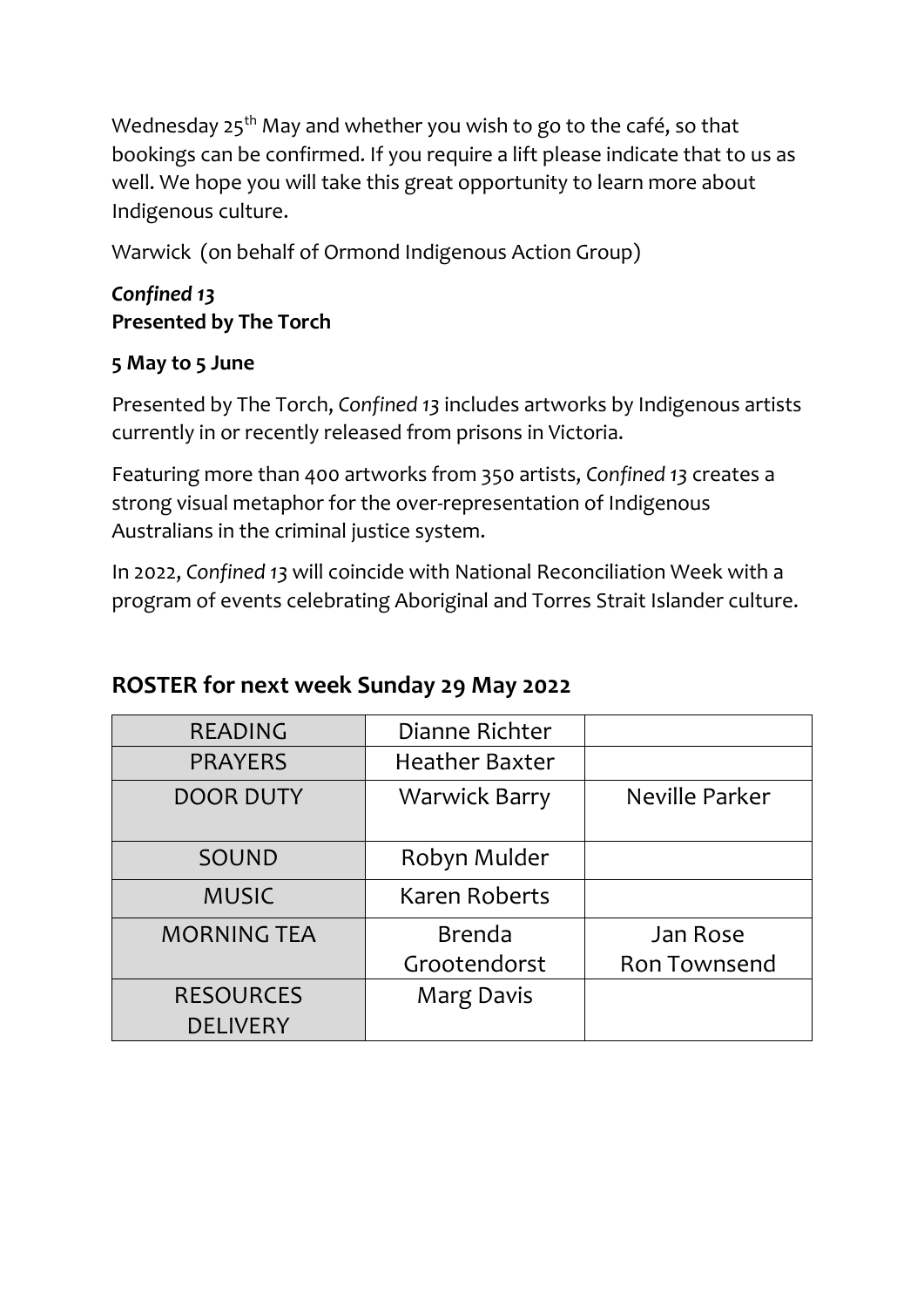Wednesday 25th May and whether you wish to go to the café, so that bookings can be confirmed. If you require a lift please indicate that to us as well. We hope you will take this great opportunity to learn more about Indigenous culture.

Warwick (on behalf of Ormond Indigenous Action Group)

***Confined 13***
**Presented by The Torch**

**5 May to 5 June**

Presented by The Torch, *Confined 13* includes artworks by Indigenous artists currently in or recently released from prisons in Victoria.

Featuring more than 400 artworks from 350 artists, *Confined 13* creates a strong visual metaphor for the over-representation of Indigenous Australians in the criminal justice system.

In 2022, *Confined 13* will coincide with National Reconciliation Week with a program of events celebrating Aboriginal and Torres Strait Islander culture.

## ROSTER for next week Sunday 29 May 2022

| | | |
|---|---|---|
| READING | Dianne Richter | |
| PRAYERS | Heather Baxter | |
| DOOR DUTY | Warwick Barry | Neville Parker |
| SOUND | Robyn Mulder | |
| MUSIC | Karen Roberts | |
| MORNING TEA | Brenda Grootendorst | Jan Rose Ron Townsend |
| RESOURCES DELIVERY | Marg Davis | |